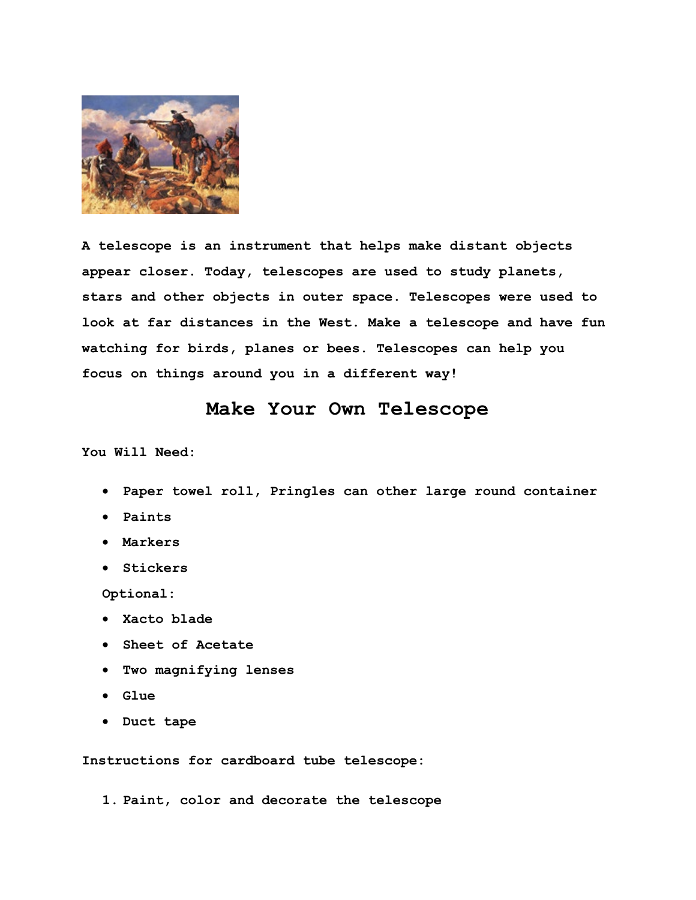A telescope is an instrument that helps make distant objects appear closer. Today, telescopes are used to study planets, stars and other objects in outer space. Telescopes were used to look at far distances in the West. Make a telescope and have fun watching for birds, planes or bees. Telescopes can help you focus on things around you in a different way!

## Make Your Own Telescope

**You Will Need:**

- Paper towel roll, Pringles can other large round container
- Paints
- Markers
- Stickers

Optional:

- Xacto blade
- Sheet of Acetate
- Two magnifying lenses
- Glue
- Duct tape

**Instructions for cardboard tube telescope:**

1. Paint, color and decorate the telescope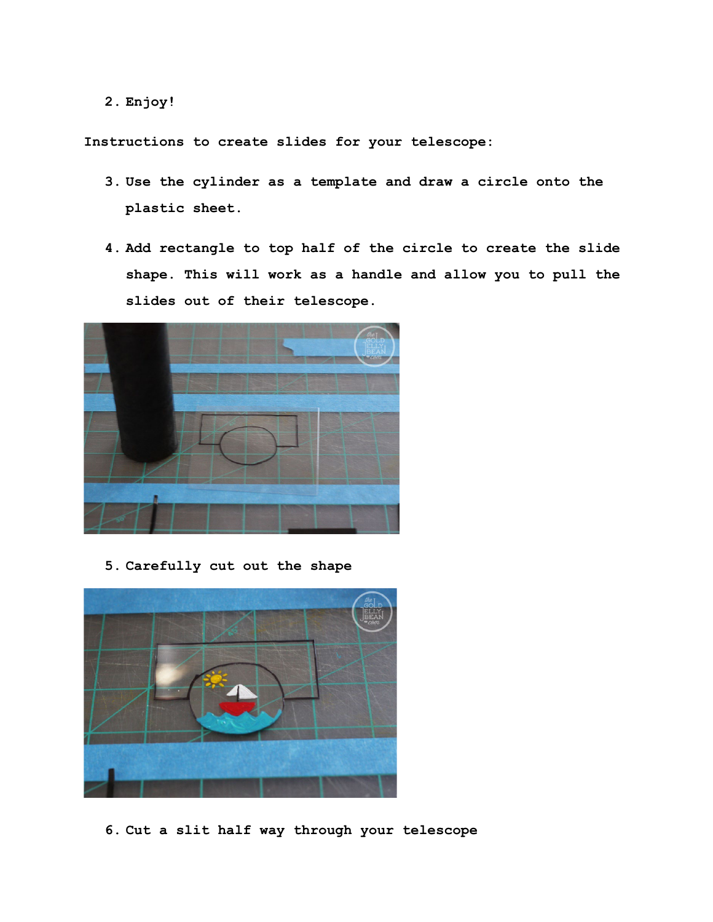2. Enjoy!

Instructions to create slides for your telescope:

3. Use the cylinder as a template and draw a circle onto the plastic sheet.
4. Add rectangle to top half of the circle to create the slide shape. This will work as a handle and allow you to pull the slides out of their telescope.
5. Carefully cut out the shape
6. Cut a slit half way through your telescope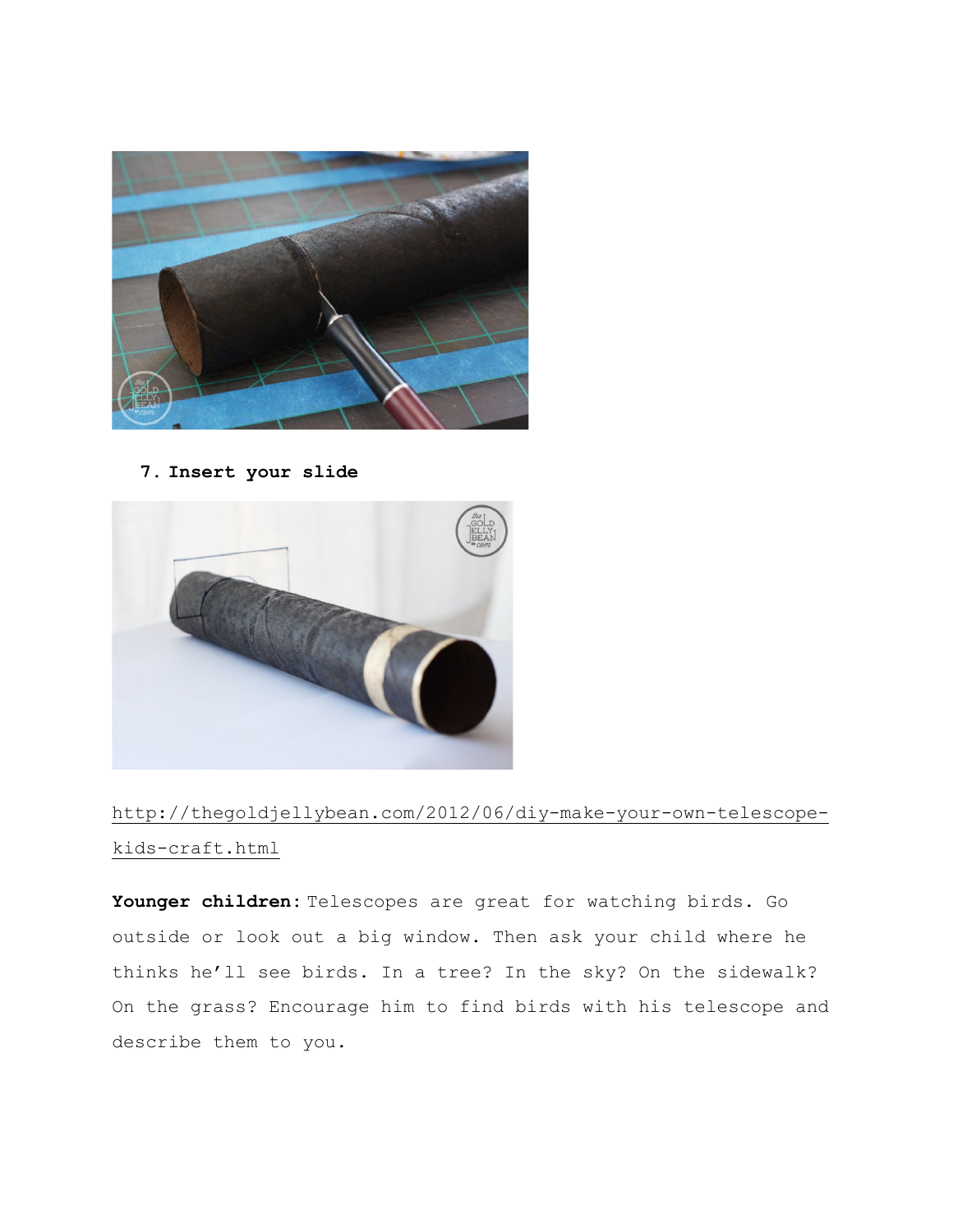7. **Insert your slide**

http://thegoldjellybean.com/2012/06/diy-make-your-own-telescope-kids-craft.html

**Younger children:** Telescopes are great for watching birds. Go outside or look out a big window. Then ask your child where he thinks he'll see birds. In a tree? In the sky? On the sidewalk? On the grass? Encourage him to find birds with his telescope and describe them to you.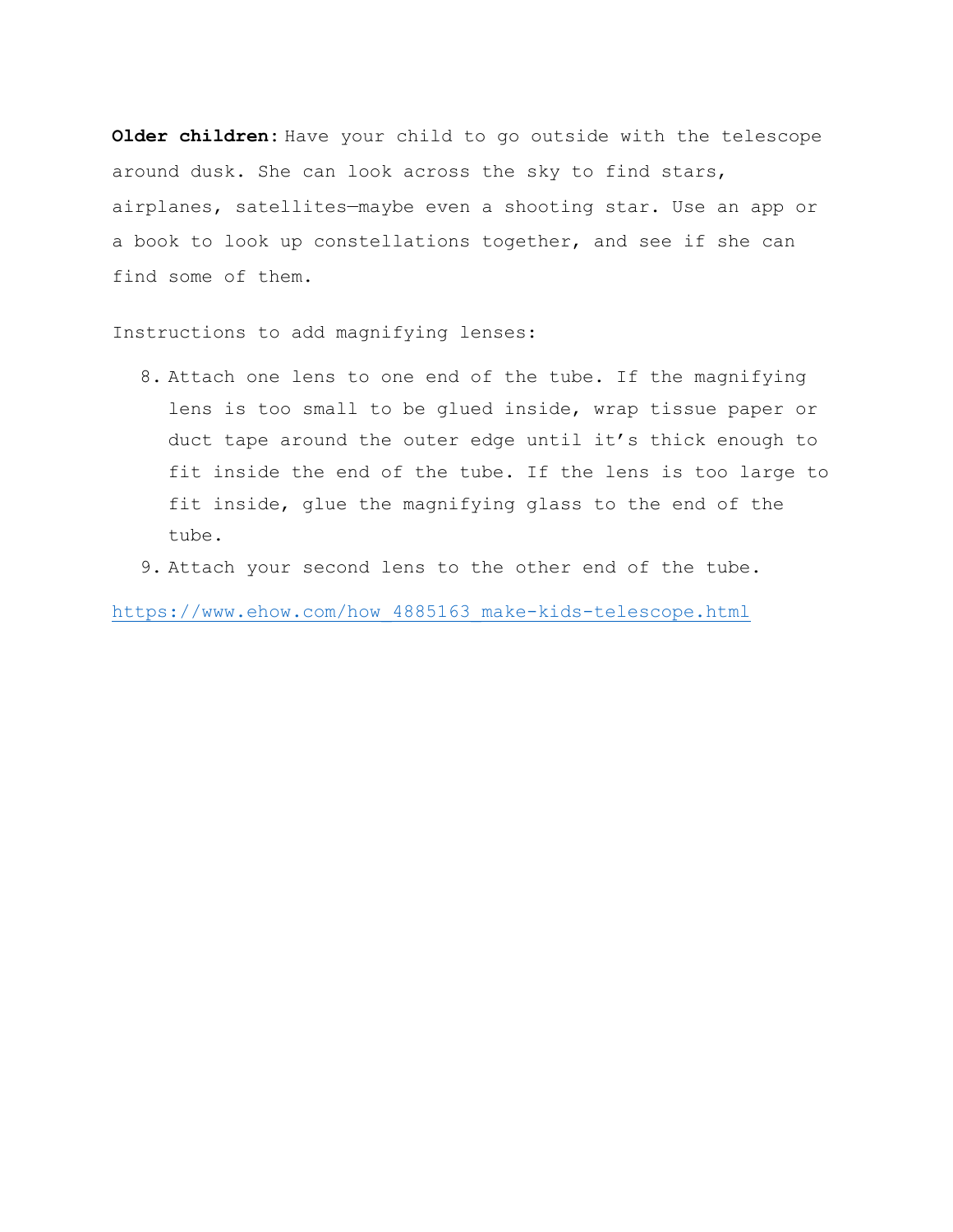**Older children:** Have your child to go outside with the telescope around dusk. She can look across the sky to find stars, airplanes, satellites—maybe even a shooting star. Use an app or a book to look up constellations together, and see if she can find some of them.

Instructions to add magnifying lenses:

8. Attach one lens to one end of the tube. If the magnifying lens is too small to be glued inside, wrap tissue paper or duct tape around the outer edge until it's thick enough to fit inside the end of the tube. If the lens is too large to fit inside, glue the magnifying glass to the end of the tube.
9. Attach your second lens to the other end of the tube.

https://www.ehow.com/how_4885163_make-kids-telescope.html